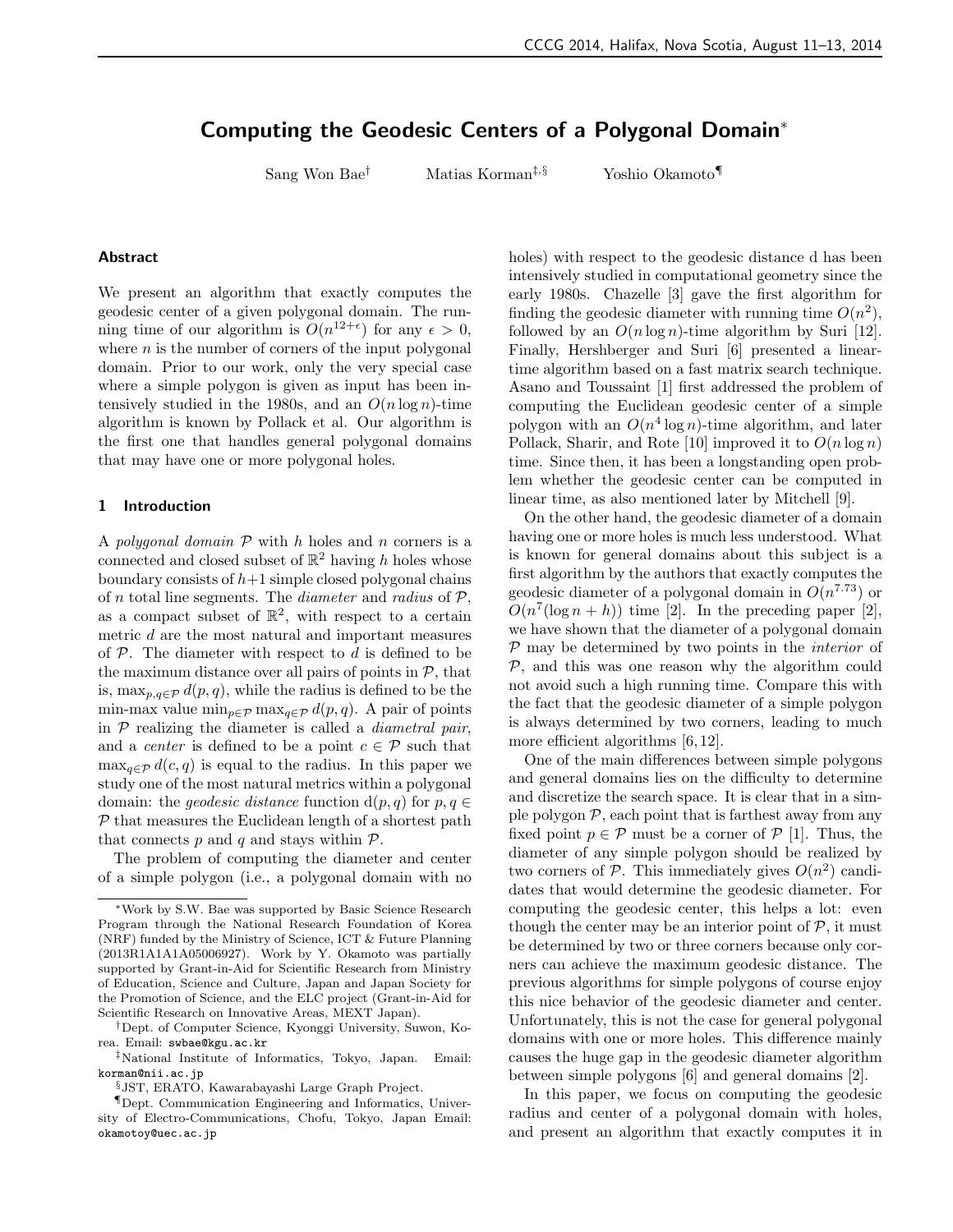# Computing the Geodesic Centers of a Polygonal Domain*

Sang Won Bae† Matias Korman‡,§ Yoshio Okamoto¶

## Abstract

We present an algorithm that exactly computes the geodesic center of a given polygonal domain. The running time of our algorithm is $O(n^{12+\epsilon})$ for any $\epsilon > 0$, where $n$ is the number of corners of the input polygonal domain. Prior to our work, only the very special case where a simple polygon is given as input has been intensively studied in the 1980s, and an $O(n \log n)$-time algorithm is known by Pollack et al. Our algorithm is the first one that handles general polygonal domains that may have one or more polygonal holes.

## 1 Introduction

A *polygonal domain* $\mathcal{P}$ with $h$ holes and $n$ corners is a connected and closed subset of $\mathbb{R}^2$ having $h$ holes whose boundary consists of $h+1$ simple closed polygonal chains of $n$ total line segments. The *diameter* and *radius* of $\mathcal{P}$, as a compact subset of $\mathbb{R}^2$, with respect to a certain metric $d$ are the most natural and important measures of $\mathcal{P}$. The diameter with respect to $d$ is defined to be the maximum distance over all pairs of points in $\mathcal{P}$, that is, $\max_{p,q\in\mathcal{P}} d(p,q)$, while the radius is defined to be the min-max value $\min_{p\in\mathcal{P}} \max_{q\in\mathcal{P}} d(p,q)$. A pair of points in $\mathcal{P}$ realizing the diameter is called a *diametral pair*, and a *center* is defined to be a point $c \in \mathcal{P}$ such that $\max_{q\in\mathcal{P}} d(c,q)$ is equal to the radius. In this paper we study one of the most natural metrics within a polygonal domain: the *geodesic distance* function $\mathrm{d}(p,q)$ for $p,q \in \mathcal{P}$ that measures the Euclidean length of a shortest path that connects $p$ and $q$ and stays within $\mathcal{P}$.

The problem of computing the diameter and center of a simple polygon (i.e., a polygonal domain with no holes) with respect to the geodesic distance d has been intensively studied in computational geometry since the early 1980s. Chazelle [3] gave the first algorithm for finding the geodesic diameter with running time $O(n^2)$, followed by an $O(n \log n)$-time algorithm by Suri [12]. Finally, Hershberger and Suri [6] presented a linear-time algorithm based on a fast matrix search technique. Asano and Toussaint [1] first addressed the problem of computing the Euclidean geodesic center of a simple polygon with an $O(n^4 \log n)$-time algorithm, and later Pollack, Sharir, and Rote [10] improved it to $O(n \log n)$ time. Since then, it has been a longstanding open problem whether the geodesic center can be computed in linear time, as also mentioned later by Mitchell [9].

On the other hand, the geodesic diameter of a domain having one or more holes is much less understood. What is known for general domains about this subject is a first algorithm by the authors that exactly computes the geodesic diameter of a polygonal domain in $O(n^{7.73})$ or $O(n^7(\log n + h))$ time [2]. In the preceding paper [2], we have shown that the diameter of a polygonal domain $\mathcal{P}$ may be determined by two points in the *interior* of $\mathcal{P}$, and this was one reason why the algorithm could not avoid such a high running time. Compare this with the fact that the geodesic diameter of a simple polygon is always determined by two corners, leading to much more efficient algorithms [6, 12].

One of the main differences between simple polygons and general domains lies on the difficulty to determine and discretize the search space. It is clear that in a simple polygon $\mathcal{P}$, each point that is farthest away from any fixed point $p \in \mathcal{P}$ must be a corner of $\mathcal{P}$ [1]. Thus, the diameter of any simple polygon should be realized by two corners of $\mathcal{P}$. This immediately gives $O(n^2)$ candidates that would determine the geodesic diameter. For computing the geodesic center, this helps a lot: even though the center may be an interior point of $\mathcal{P}$, it must be determined by two or three corners because only corners can achieve the maximum geodesic distance. The previous algorithms for simple polygons of course enjoy this nice behavior of the geodesic diameter and center. Unfortunately, this is not the case for general polygonal domains with one or more holes. This difference mainly causes the huge gap in the geodesic diameter algorithm between simple polygons [6] and general domains [2].

In this paper, we focus on computing the geodesic radius and center of a polygonal domain with holes, and present an algorithm that exactly computes it in

---

*Work by S.W. Bae was supported by Basic Science Research Program through the National Research Foundation of Korea (NRF) funded by the Ministry of Science, ICT & Future Planning (2013R1A1A1A05006927). Work by Y. Okamoto was partially supported by Grant-in-Aid for Scientific Research from Ministry of Education, Science and Culture, Japan and Japan Society for the Promotion of Science, and the ELC project (Grant-in-Aid for Scientific Research on Innovative Areas, MEXT Japan).

†Dept. of Computer Science, Kyonggi University, Suwon, Korea. Email: swbae@kgu.ac.kr

‡National Institute of Informatics, Tokyo, Japan. Email: korman@nii.ac.jp

§JST, ERATO, Kawarabayashi Large Graph Project.

¶Dept. Communication Engineering and Informatics, University of Electro-Communications, Chofu, Tokyo, Japan Email: okamotoy@uec.ac.jp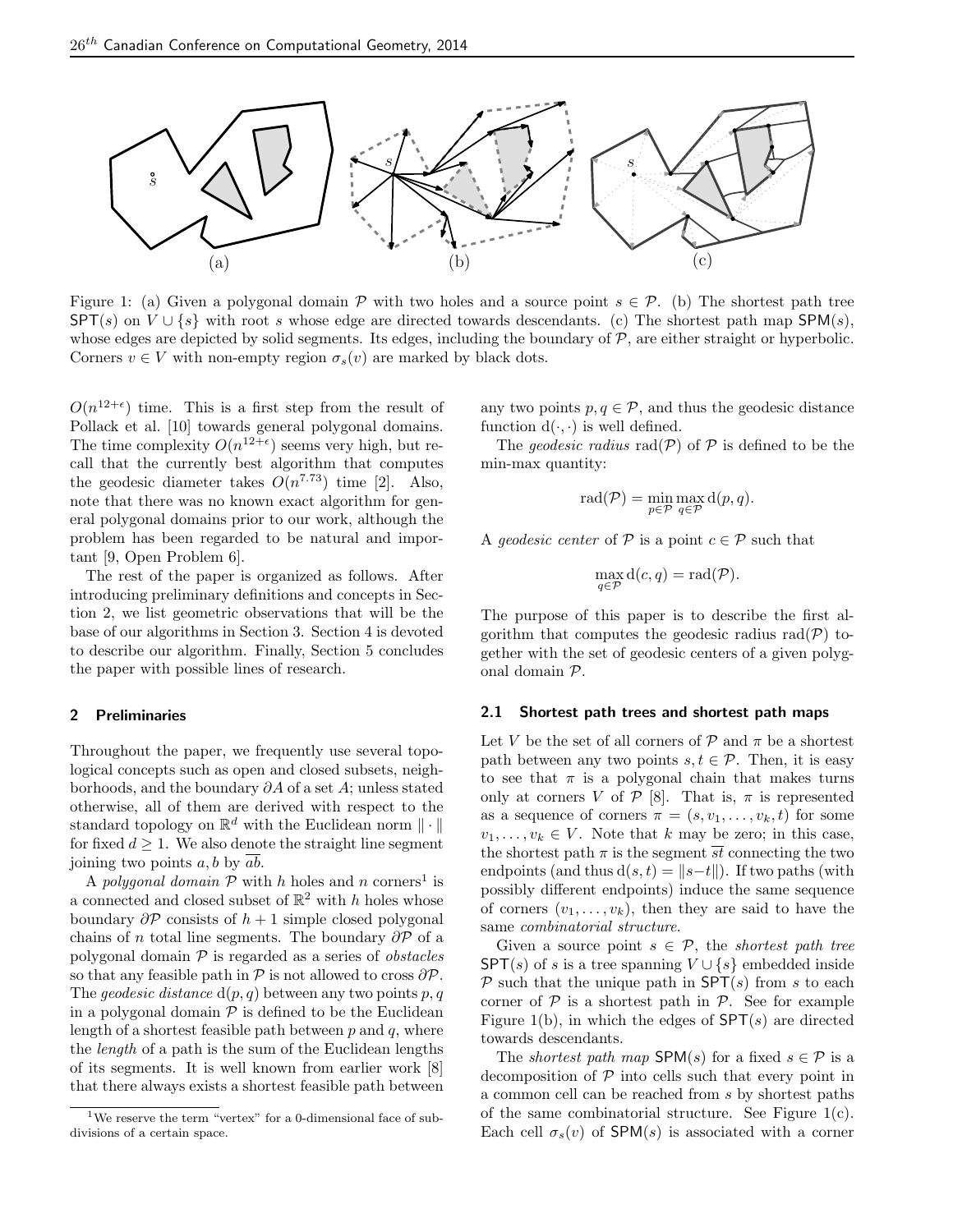Figure 1: (a) Given a polygonal domain $\mathcal{P}$ with two holes and a source point $s \in \mathcal{P}$. (b) The shortest path tree $\mathsf{SPT}(s)$ on $V \cup \{s\}$ with root $s$ whose edge are directed towards descendants. (c) The shortest path map $\mathsf{SPM}(s)$, whose edges are depicted by solid segments. Its edges, including the boundary of $\mathcal{P}$, are either straight or hyperbolic. Corners $v \in V$ with non-empty region $\sigma_s(v)$ are marked by black dots.

$O(n^{12+\epsilon})$ time. This is a first step from the result of Pollack et al. [10] towards general polygonal domains. The time complexity $O(n^{12+\epsilon})$ seems very high, but recall that the currently best algorithm that computes the geodesic diameter takes $O(n^{7.73})$ time [2]. Also, note that there was no known exact algorithm for general polygonal domains prior to our work, although the problem has been regarded to be natural and important [9, Open Problem 6].

The rest of the paper is organized as follows. After introducing preliminary definitions and concepts in Section 2, we list geometric observations that will be the base of our algorithms in Section 3. Section 4 is devoted to describe our algorithm. Finally, Section 5 concludes the paper with possible lines of research.

## 2 Preliminaries

Throughout the paper, we frequently use several topological concepts such as open and closed subsets, neighborhoods, and the boundary $\partial A$ of a set $A$; unless stated otherwise, all of them are derived with respect to the standard topology on $\mathbb{R}^d$ with the Euclidean norm $\|\cdot\|$ for fixed $d \geq 1$. We also denote the straight line segment joining two points $a, b$ by $\overline{ab}$.

A *polygonal domain* $\mathcal{P}$ with $h$ holes and $n$ corners[1] is a connected and closed subset of $\mathbb{R}^2$ with $h$ holes whose boundary $\partial\mathcal{P}$ consists of $h+1$ simple closed polygonal chains of $n$ total line segments. The boundary $\partial\mathcal{P}$ of a polygonal domain $\mathcal{P}$ is regarded as a series of *obstacles* so that any feasible path in $\mathcal{P}$ is not allowed to cross $\partial\mathcal{P}$. The *geodesic distance* $\mathrm{d}(p,q)$ between any two points $p,q$ in a polygonal domain $\mathcal{P}$ is defined to be the Euclidean length of a shortest feasible path between $p$ and $q$, where the *length* of a path is the sum of the Euclidean lengths of its segments. It is well known from earlier work [8] that there always exists a shortest feasible path between any two points $p, q \in \mathcal{P}$, and thus the geodesic distance function $\mathrm{d}(\cdot,\cdot)$ is well defined.

The *geodesic radius* $\mathrm{rad}(\mathcal{P})$ of $\mathcal{P}$ is defined to be the min-max quantity:

$$\mathrm{rad}(\mathcal{P}) = \min_{p\in\mathcal{P}} \max_{q\in\mathcal{P}} \mathrm{d}(p,q).$$

A *geodesic center* of $\mathcal{P}$ is a point $c \in \mathcal{P}$ such that

$$\max_{q\in\mathcal{P}} \mathrm{d}(c,q) = \mathrm{rad}(\mathcal{P}).$$

The purpose of this paper is to describe the first algorithm that computes the geodesic radius $\mathrm{rad}(\mathcal{P})$ together with the set of geodesic centers of a given polygonal domain $\mathcal{P}$.

### 2.1 Shortest path trees and shortest path maps

Let $V$ be the set of all corners of $\mathcal{P}$ and $\pi$ be a shortest path between any two points $s,t \in \mathcal{P}$. Then, it is easy to see that $\pi$ is a polygonal chain that makes turns only at corners $V$ of $\mathcal{P}$ [8]. That is, $\pi$ is represented as a sequence of corners $\pi = (s, v_1, \ldots, v_k, t)$ for some $v_1, \ldots, v_k \in V$. Note that $k$ may be zero; in this case, the shortest path $\pi$ is the segment $\overline{st}$ connecting the two endpoints (and thus $\mathrm{d}(s,t) = \|s-t\|$). If two paths (with possibly different endpoints) induce the same sequence of corners $(v_1, \ldots, v_k)$, then they are said to have the same *combinatorial structure*.

Given a source point $s \in \mathcal{P}$, the *shortest path tree* $\mathsf{SPT}(s)$ of $s$ is a tree spanning $V \cup \{s\}$ embedded inside $\mathcal{P}$ such that the unique path in $\mathsf{SPT}(s)$ from $s$ to each corner of $\mathcal{P}$ is a shortest path in $\mathcal{P}$. See for example Figure 1(b), in which the edges of $\mathsf{SPT}(s)$ are directed towards descendants.

The *shortest path map* $\mathsf{SPM}(s)$ for a fixed $s \in \mathcal{P}$ is a decomposition of $\mathcal{P}$ into cells such that every point in a common cell can be reached from $s$ by shortest paths of the same combinatorial structure. See Figure 1(c). Each cell $\sigma_s(v)$ of $\mathsf{SPM}(s)$ is associated with a corner

[1] We reserve the term "vertex" for a 0-dimensional face of subdivisions of a certain space.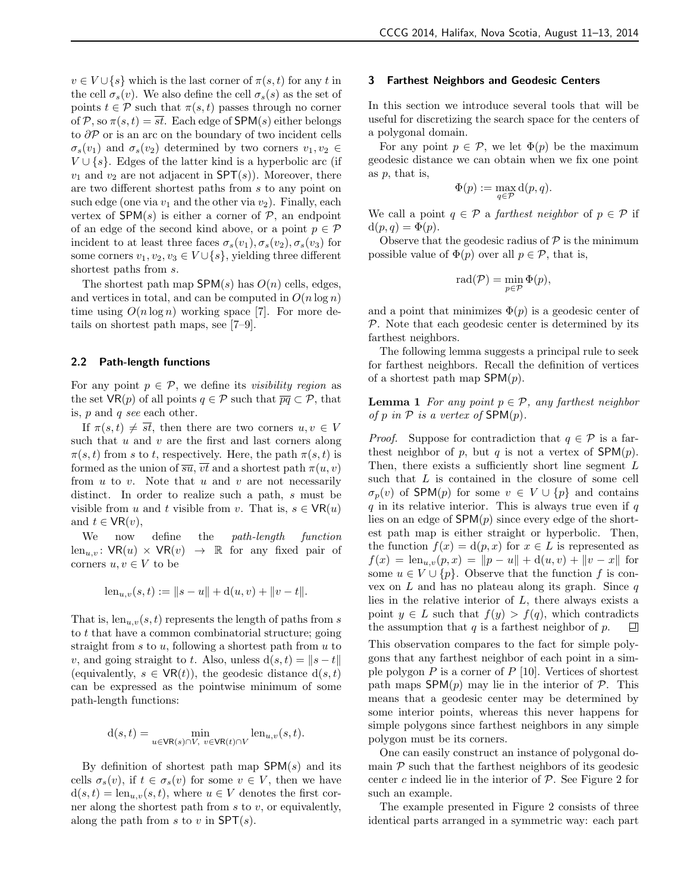$v \in V \cup \{s\}$ which is the last corner of $\pi(s,t)$ for any $t$ in the cell $\sigma_s(v)$. We also define the cell $\sigma_s(s)$ as the set of points $t \in \mathcal{P}$ such that $\pi(s,t)$ passes through no corner of $\mathcal{P}$, so $\pi(s,t) = \overline{st}$. Each edge of $\mathsf{SPM}(s)$ either belongs to $\partial\mathcal{P}$ or is an arc on the boundary of two incident cells $\sigma_s(v_1)$ and $\sigma_s(v_2)$ determined by two corners $v_1, v_2 \in V \cup \{s\}$. Edges of the latter kind is a hyperbolic arc (if $v_1$ and $v_2$ are not adjacent in $\mathsf{SPT}(s)$). Moreover, there are two different shortest paths from $s$ to any point on such edge (one via $v_1$ and the other via $v_2$). Finally, each vertex of $\mathsf{SPM}(s)$ is either a corner of $\mathcal{P}$, an endpoint of an edge of the second kind above, or a point $p \in \mathcal{P}$ incident to at least three faces $\sigma_s(v_1), \sigma_s(v_2), \sigma_s(v_3)$ for some corners $v_1, v_2, v_3 \in V \cup \{s\}$, yielding three different shortest paths from $s$.

The shortest path map $\mathsf{SPM}(s)$ has $O(n)$ cells, edges, and vertices in total, and can be computed in $O(n \log n)$ time using $O(n \log n)$ working space [7]. For more details on shortest path maps, see [7–9].

### 2.2 Path-length functions

For any point $p \in \mathcal{P}$, we define its *visibility region* as the set $\mathsf{VR}(p)$ of all points $q \in \mathcal{P}$ such that $\overline{pq} \subset \mathcal{P}$, that is, $p$ and $q$ *see* each other.

If $\pi(s,t) \neq \overline{st}$, then there are two corners $u, v \in V$ such that $u$ and $v$ are the first and last corners along $\pi(s,t)$ from $s$ to $t$, respectively. Here, the path $\pi(s,t)$ is formed as the union of $\overline{su}$, $\overline{vt}$ and a shortest path $\pi(u,v)$ from $u$ to $v$. Note that $u$ and $v$ are not necessarily distinct. In order to realize such a path, $s$ must be visible from $u$ and $t$ visible from $v$. That is, $s \in \mathsf{VR}(u)$ and $t \in \mathsf{VR}(v)$,

We now define the *path-length function* $\mathrm{len}_{u,v} \colon \mathsf{VR}(u) \times \mathsf{VR}(v) \to \mathbb{R}$ for any fixed pair of corners $u, v \in V$ to be

$$\mathrm{len}_{u,v}(s,t) := \|s - u\| + \mathrm{d}(u,v) + \|v - t\|.$$

That is, $\mathrm{len}_{u,v}(s,t)$ represents the length of paths from $s$ to $t$ that have a common combinatorial structure; going straight from $s$ to $u$, following a shortest path from $u$ to $v$, and going straight to $t$. Also, unless $\mathrm{d}(s,t) = \|s - t\|$ (equivalently, $s \in \mathsf{VR}(t)$), the geodesic distance $\mathrm{d}(s,t)$ can be expressed as the pointwise minimum of some path-length functions:

$$\mathrm{d}(s,t) = \min_{u \in \mathsf{VR}(s) \cap V,\ v \in \mathsf{VR}(t) \cap V} \mathrm{len}_{u,v}(s,t).$$

By definition of shortest path map $\mathsf{SPM}(s)$ and its cells $\sigma_s(v)$, if $t \in \sigma_s(v)$ for some $v \in V$, then we have $\mathrm{d}(s,t) = \mathrm{len}_{u,v}(s,t)$, where $u \in V$ denotes the first corner along the shortest path from $s$ to $v$, or equivalently, along the path from $s$ to $v$ in $\mathsf{SPT}(s)$.

## 3 Farthest Neighbors and Geodesic Centers

In this section we introduce several tools that will be useful for discretizing the search space for the centers of a polygonal domain.

For any point $p \in \mathcal{P}$, we let $\Phi(p)$ be the maximum geodesic distance we can obtain when we fix one point as $p$, that is,

$$\Phi(p) := \max_{q \in \mathcal{P}} \mathrm{d}(p,q).$$

We call a point $q \in \mathcal{P}$ a *farthest neighbor* of $p \in \mathcal{P}$ if $\mathrm{d}(p,q) = \Phi(p)$.

Observe that the geodesic radius of $\mathcal{P}$ is the minimum possible value of $\Phi(p)$ over all $p \in \mathcal{P}$, that is,

$$\mathrm{rad}(\mathcal{P}) = \min_{p \in \mathcal{P}} \Phi(p),$$

and a point that minimizes $\Phi(p)$ is a geodesic center of $\mathcal{P}$. Note that each geodesic center is determined by its farthest neighbors.

The following lemma suggests a principal rule to seek for farthest neighbors. Recall the definition of vertices of a shortest path map $\mathsf{SPM}(p)$.

**Lemma 1** *For any point $p \in \mathcal{P}$, any farthest neighbor of $p$ in $\mathcal{P}$ is a vertex of $\mathsf{SPM}(p)$.*

*Proof.* Suppose for contradiction that $q \in \mathcal{P}$ is a farthest neighbor of $p$, but $q$ is not a vertex of $\mathsf{SPM}(p)$. Then, there exists a sufficiently short line segment $L$ such that $L$ is contained in the closure of some cell $\sigma_p(v)$ of $\mathsf{SPM}(p)$ for some $v \in V \cup \{p\}$ and contains $q$ in its relative interior. This is always true even if $q$ lies on an edge of $\mathsf{SPM}(p)$ since every edge of the shortest path map is either straight or hyperbolic. Then, the function $f(x) = \mathrm{d}(p,x)$ for $x \in L$ is represented as $f(x) = \mathrm{len}_{u,v}(p,x) = \|p - u\| + \mathrm{d}(u,v) + \|v - x\|$ for some $u \in V \cup \{p\}$. Observe that the function $f$ is convex on $L$ and has no plateau along its graph. Since $q$ lies in the relative interior of $L$, there always exists a point $y \in L$ such that $f(y) > f(q)$, which contradicts the assumption that $q$ is a farthest neighbor of $p$. $\square$

This observation compares to the fact for simple polygons that any farthest neighbor of each point in a simple polygon $P$ is a corner of $P$ [10]. Vertices of shortest path maps $\mathsf{SPM}(p)$ may lie in the interior of $\mathcal{P}$. This means that a geodesic center may be determined by some interior points, whereas this never happens for simple polygons since farthest neighbors in any simple polygon must be its corners.

One can easily construct an instance of polygonal domain $\mathcal{P}$ such that the farthest neighbors of its geodesic center $c$ indeed lie in the interior of $\mathcal{P}$. See Figure 2 for such an example.

The example presented in Figure 2 consists of three identical parts arranged in a symmetric way: each part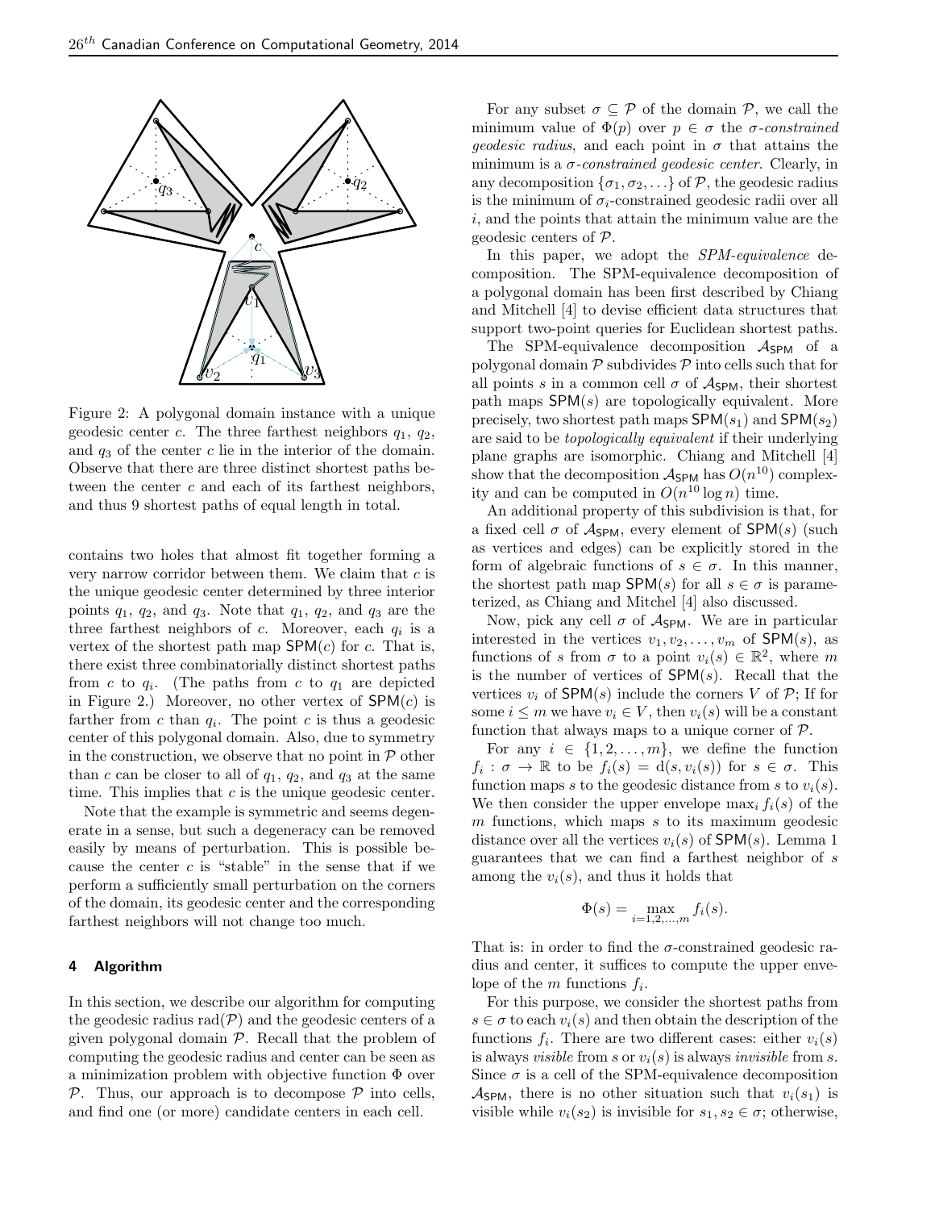Figure 2: A polygonal domain instance with a unique geodesic center $c$. The three farthest neighbors $q_1$, $q_2$, and $q_3$ of the center $c$ lie in the interior of the domain. Observe that there are three distinct shortest paths between the center $c$ and each of its farthest neighbors, and thus 9 shortest paths of equal length in total.

contains two holes that almost fit together forming a very narrow corridor between them. We claim that $c$ is the unique geodesic center determined by three interior points $q_1$, $q_2$, and $q_3$. Note that $q_1$, $q_2$, and $q_3$ are the three farthest neighbors of $c$. Moreover, each $q_i$ is a vertex of the shortest path map $\mathsf{SPM}(c)$ for $c$. That is, there exist three combinatorially distinct shortest paths from $c$ to $q_i$. (The paths from $c$ to $q_1$ are depicted in Figure 2.) Moreover, no other vertex of $\mathsf{SPM}(c)$ is farther from $c$ than $q_i$. The point $c$ is thus a geodesic center of this polygonal domain. Also, due to symmetry in the construction, we observe that no point in $\mathcal{P}$ other than $c$ can be closer to all of $q_1$, $q_2$, and $q_3$ at the same time. This implies that $c$ is the unique geodesic center.

Note that the example is symmetric and seems degenerate in a sense, but such a degeneracy can be removed easily by means of perturbation. This is possible because the center $c$ is "stable" in the sense that if we perform a sufficiently small perturbation on the corners of the domain, its geodesic center and the corresponding farthest neighbors will not change too much.

## 4 Algorithm

In this section, we describe our algorithm for computing the geodesic radius $\mathrm{rad}(\mathcal{P})$ and the geodesic centers of a given polygonal domain $\mathcal{P}$. Recall that the problem of computing the geodesic radius and center can be seen as a minimization problem with objective function $\Phi$ over $\mathcal{P}$. Thus, our approach is to decompose $\mathcal{P}$ into cells, and find one (or more) candidate centers in each cell.

For any subset $\sigma \subseteq \mathcal{P}$ of the domain $\mathcal{P}$, we call the minimum value of $\Phi(p)$ over $p \in \sigma$ the *$\sigma$-constrained geodesic radius*, and each point in $\sigma$ that attains the minimum is a *$\sigma$-constrained geodesic center*. Clearly, in any decomposition $\{\sigma_1, \sigma_2, \ldots\}$ of $\mathcal{P}$, the geodesic radius is the minimum of $\sigma_i$-constrained geodesic radii over all $i$, and the points that attain the minimum value are the geodesic centers of $\mathcal{P}$.

In this paper, we adopt the *SPM-equivalence* decomposition. The SPM-equivalence decomposition of a polygonal domain has been first described by Chiang and Mitchell [4] to devise efficient data structures that support two-point queries for Euclidean shortest paths.

The SPM-equivalence decomposition $\mathcal{A}_{\mathsf{SPM}}$ of a polygonal domain $\mathcal{P}$ subdivides $\mathcal{P}$ into cells such that for all points $s$ in a common cell $\sigma$ of $\mathcal{A}_{\mathsf{SPM}}$, their shortest path maps $\mathsf{SPM}(s)$ are topologically equivalent. More precisely, two shortest path maps $\mathsf{SPM}(s_1)$ and $\mathsf{SPM}(s_2)$ are said to be *topologically equivalent* if their underlying plane graphs are isomorphic. Chiang and Mitchell [4] show that the decomposition $\mathcal{A}_{\mathsf{SPM}}$ has $O(n^{10})$ complexity and can be computed in $O(n^{10} \log n)$ time.

An additional property of this subdivision is that, for a fixed cell $\sigma$ of $\mathcal{A}_{\mathsf{SPM}}$, every element of $\mathsf{SPM}(s)$ (such as vertices and edges) can be explicitly stored in the form of algebraic functions of $s \in \sigma$. In this manner, the shortest path map $\mathsf{SPM}(s)$ for all $s \in \sigma$ is parameterized, as Chiang and Mitchel [4] also discussed.

Now, pick any cell $\sigma$ of $\mathcal{A}_{\mathsf{SPM}}$. We are in particular interested in the vertices $v_1, v_2, \ldots, v_m$ of $\mathsf{SPM}(s)$, as functions of $s$ from $\sigma$ to a point $v_i(s) \in \mathbb{R}^2$, where $m$ is the number of vertices of $\mathsf{SPM}(s)$. Recall that the vertices $v_i$ of $\mathsf{SPM}(s)$ include the corners $V$ of $\mathcal{P}$; If for some $i \leq m$ we have $v_i \in V$, then $v_i(s)$ will be a constant function that always maps to a unique corner of $\mathcal{P}$.

For any $i \in \{1, 2, \ldots, m\}$, we define the function $f_i : \sigma \to \mathbb{R}$ to be $f_i(s) = \mathrm{d}(s, v_i(s))$ for $s \in \sigma$. This function maps $s$ to the geodesic distance from $s$ to $v_i(s)$. We then consider the upper envelope $\max_i f_i(s)$ of the $m$ functions, which maps $s$ to its maximum geodesic distance over all the vertices $v_i(s)$ of $\mathsf{SPM}(s)$. Lemma 1 guarantees that we can find a farthest neighbor of $s$ among the $v_i(s)$, and thus it holds that

$$\Phi(s) = \max_{i=1,2,\ldots,m} f_i(s).$$

That is: in order to find the $\sigma$-constrained geodesic radius and center, it suffices to compute the upper envelope of the $m$ functions $f_i$.

For this purpose, we consider the shortest paths from $s \in \sigma$ to each $v_i(s)$ and then obtain the description of the functions $f_i$. There are two different cases: either $v_i(s)$ is always *visible* from $s$ or $v_i(s)$ is always *invisible* from $s$. Since $\sigma$ is a cell of the SPM-equivalence decomposition $\mathcal{A}_{\mathsf{SPM}}$, there is no other situation such that $v_i(s_1)$ is visible while $v_i(s_2)$ is invisible for $s_1, s_2 \in \sigma$; otherwise,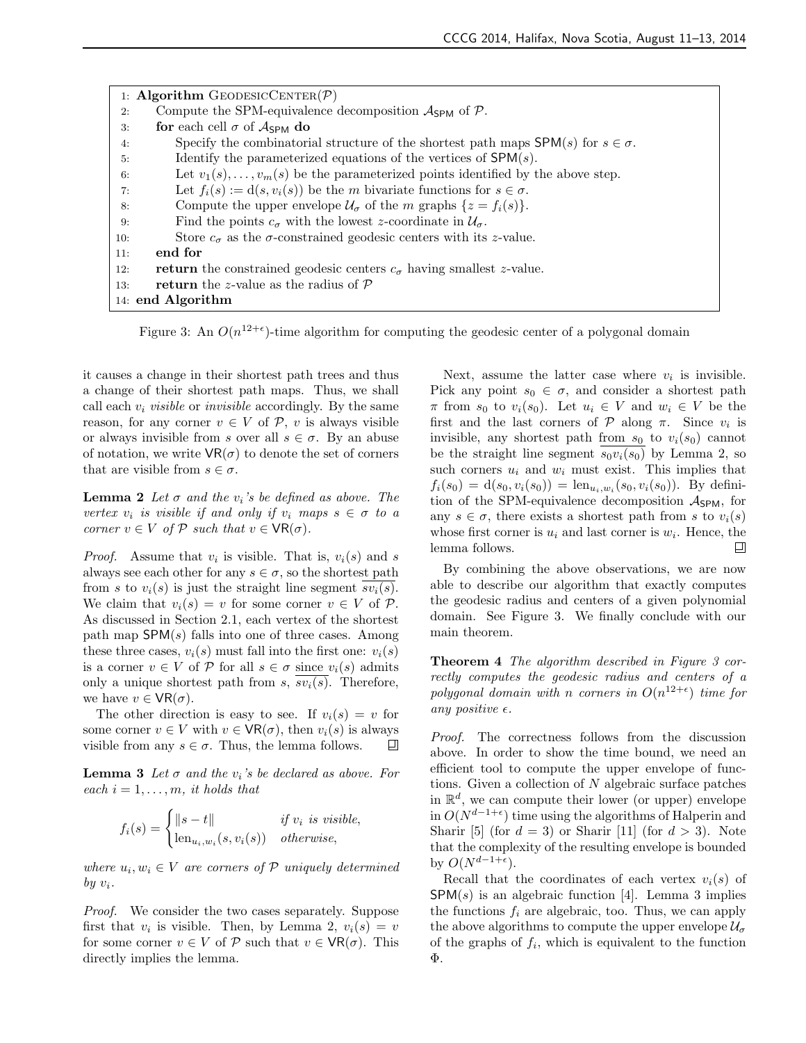```
1:  Algorithm GeodesicCenter(𝒫)
2:      Compute the SPM-equivalence decomposition 𝒜_SPM of 𝒫.
3:      for each cell σ of 𝒜_SPM do
4:          Specify the combinatorial structure of the shortest path maps SPM(s) for s ∈ σ.
5:          Identify the parameterized equations of the vertices of SPM(s).
6:          Let v_1(s), ..., v_m(s) be the parameterized points identified by the above step.
7:          Let f_i(s) := d(s, v_i(s)) be the m bivariate functions for s ∈ σ.
8:          Compute the upper envelope 𝒰_σ of the m graphs {z = f_i(s)}.
9:          Find the points c_σ with the lowest z-coordinate in 𝒰_σ.
10:         Store c_σ as the σ-constrained geodesic centers with its z-value.
11:     end for
12:     return the constrained geodesic centers c_σ having smallest z-value.
13:     return the z-value as the radius of 𝒫
14: end Algorithm
```

Figure 3: An $O(n^{12+\epsilon})$-time algorithm for computing the geodesic center of a polygonal domain

it causes a change in their shortest path trees and thus a change of their shortest path maps. Thus, we shall call each $v_i$ *visible* or *invisible* accordingly. By the same reason, for any corner $v \in V$ of $\mathcal{P}$, $v$ is always visible or always invisible from $s$ over all $s \in \sigma$. By an abuse of notation, we write $\mathsf{VR}(\sigma)$ to denote the set of corners that are visible from $s \in \sigma$.

**Lemma 2** *Let $\sigma$ and the $v_i$'s be defined as above. The vertex $v_i$ is visible if and only if $v_i$ maps $s \in \sigma$ to a corner $v \in V$ of $\mathcal{P}$ such that $v \in \mathsf{VR}(\sigma)$.*

*Proof.* Assume that $v_i$ is visible. That is, $v_i(s)$ and $s$ always see each other for any $s \in \sigma$, so the shortest path from $s$ to $v_i(s)$ is just the straight line segment $\overline{sv_i(s)}$. We claim that $v_i(s) = v$ for some corner $v \in V$ of $\mathcal{P}$. As discussed in Section 2.1, each vertex of the shortest path map $\mathsf{SPM}(s)$ falls into one of three cases. Among these three cases, $v_i(s)$ must fall into the first one: $v_i(s)$ is a corner $v \in V$ of $\mathcal{P}$ for all $s \in \sigma$ since $v_i(s)$ admits only a unique shortest path from $s$, $\overline{sv_i(s)}$. Therefore, we have $v \in \mathsf{VR}(\sigma)$.

The other direction is easy to see. If $v_i(s) = v$ for some corner $v \in V$ with $v \in \mathsf{VR}(\sigma)$, then $v_i(s)$ is always visible from any $s \in \sigma$. Thus, the lemma follows. ◻

**Lemma 3** *Let $\sigma$ and the $v_i$'s be declared as above. For each $i = 1, \ldots, m$, it holds that*

$$f_i(s) = \begin{cases} \|s - t\| & \text{if } v_i \text{ is visible,} \\ \mathrm{len}_{u_i,w_i}(s, v_i(s)) & \text{otherwise,} \end{cases}$$

*where $u_i, w_i \in V$ are corners of $\mathcal{P}$ uniquely determined by $v_i$.*

*Proof.* We consider the two cases separately. Suppose first that $v_i$ is visible. Then, by Lemma 2, $v_i(s) = v$ for some corner $v \in V$ of $\mathcal{P}$ such that $v \in \mathsf{VR}(\sigma)$. This directly implies the lemma.

Next, assume the latter case where $v_i$ is invisible. Pick any point $s_0 \in \sigma$, and consider a shortest path $\pi$ from $s_0$ to $v_i(s_0)$. Let $u_i \in V$ and $w_i \in V$ be the first and the last corners of $\mathcal{P}$ along $\pi$. Since $v_i$ is invisible, any shortest path from $s_0$ to $v_i(s_0)$ cannot be the straight line segment $\overline{s_0 v_i(s_0)}$ by Lemma 2, so such corners $u_i$ and $w_i$ must exist. This implies that $f_i(s_0) = \mathrm{d}(s_0, v_i(s_0)) = \mathrm{len}_{u_i,w_i}(s_0, v_i(s_0))$. By definition of the SPM-equivalence decomposition $\mathcal{A}_{\mathsf{SPM}}$, for any $s \in \sigma$, there exists a shortest path from $s$ to $v_i(s)$ whose first corner is $u_i$ and last corner is $w_i$. Hence, the lemma follows. ◻

By combining the above observations, we are now able to describe our algorithm that exactly computes the geodesic radius and centers of a given polynomial domain. See Figure 3. We finally conclude with our main theorem.

**Theorem 4** *The algorithm described in Figure 3 correctly computes the geodesic radius and centers of a polygonal domain with $n$ corners in $O(n^{12+\epsilon})$ time for any positive $\epsilon$.*

*Proof.* The correctness follows from the discussion above. In order to show the time bound, we need an efficient tool to compute the upper envelope of functions. Given a collection of $N$ algebraic surface patches in $\mathbb{R}^d$, we can compute their lower (or upper) envelope in $O(N^{d-1+\epsilon})$ time using the algorithms of Halperin and Sharir [5] (for $d = 3$) or Sharir [11] (for $d > 3$). Note that the complexity of the resulting envelope is bounded by $O(N^{d-1+\epsilon})$.

Recall that the coordinates of each vertex $v_i(s)$ of $\mathsf{SPM}(s)$ is an algebraic function [4]. Lemma 3 implies the functions $f_i$ are algebraic, too. Thus, we can apply the above algorithms to compute the upper envelope $\mathcal{U}_\sigma$ of the graphs of $f_i$, which is equivalent to the function $\Phi$.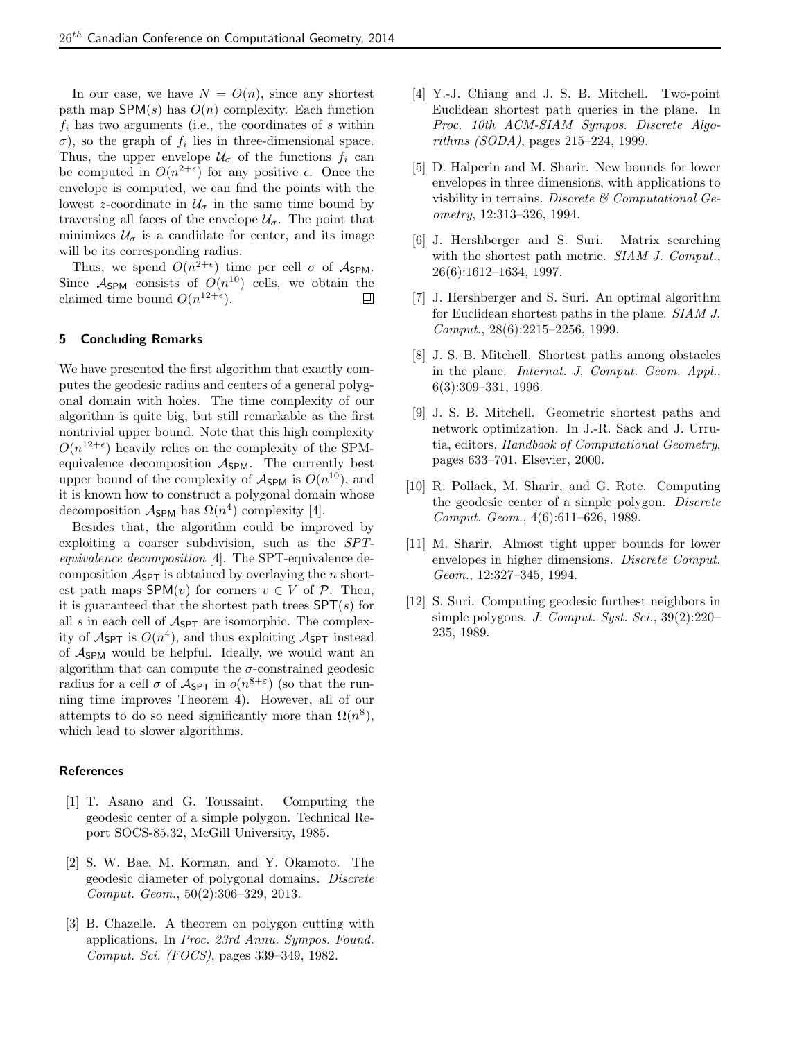In our case, we have $N = O(n)$, since any shortest path map $\mathsf{SPM}(s)$ has $O(n)$ complexity. Each function $f_i$ has two arguments (i.e., the coordinates of $s$ within $\sigma$), so the graph of $f_i$ lies in three-dimensional space. Thus, the upper envelope $\mathcal{U}_\sigma$ of the functions $f_i$ can be computed in $O(n^{2+\epsilon})$ for any positive $\epsilon$. Once the envelope is computed, we can find the points with the lowest $z$-coordinate in $\mathcal{U}_\sigma$ in the same time bound by traversing all faces of the envelope $\mathcal{U}_\sigma$. The point that minimizes $\mathcal{U}_\sigma$ is a candidate for center, and its image will be its corresponding radius.

Thus, we spend $O(n^{2+\epsilon})$ time per cell $\sigma$ of $\mathcal{A}_{\mathsf{SPM}}$. Since $\mathcal{A}_{\mathsf{SPM}}$ consists of $O(n^{10})$ cells, we obtain the claimed time bound $O(n^{12+\epsilon})$. ◻

## 5 Concluding Remarks

We have presented the first algorithm that exactly computes the geodesic radius and centers of a general polygonal domain with holes. The time complexity of our algorithm is quite big, but still remarkable as the first nontrivial upper bound. Note that this high complexity $O(n^{12+\epsilon})$ heavily relies on the complexity of the SPM-equivalence decomposition $\mathcal{A}_{\mathsf{SPM}}$. The currently best upper bound of the complexity of $\mathcal{A}_{\mathsf{SPM}}$ is $O(n^{10})$, and it is known how to construct a polygonal domain whose decomposition $\mathcal{A}_{\mathsf{SPM}}$ has $\Omega(n^4)$ complexity [4].

Besides that, the algorithm could be improved by exploiting a coarser subdivision, such as the *SPT-equivalence decomposition* [4]. The SPT-equivalence decomposition $\mathcal{A}_{\mathsf{SPT}}$ is obtained by overlaying the $n$ shortest path maps $\mathsf{SPM}(v)$ for corners $v \in V$ of $\mathcal{P}$. Then, it is guaranteed that the shortest path trees $\mathsf{SPT}(s)$ for all $s$ in each cell of $\mathcal{A}_{\mathsf{SPT}}$ are isomorphic. The complexity of $\mathcal{A}_{\mathsf{SPT}}$ is $O(n^4)$, and thus exploiting $\mathcal{A}_{\mathsf{SPT}}$ instead of $\mathcal{A}_{\mathsf{SPM}}$ would be helpful. Ideally, we would want an algorithm that can compute the $\sigma$-constrained geodesic radius for a cell $\sigma$ of $\mathcal{A}_{\mathsf{SPT}}$ in $o(n^{8+\varepsilon})$ (so that the running time improves Theorem 4). However, all of our attempts to do so need significantly more than $\Omega(n^8)$, which lead to slower algorithms.

## References

[1] T. Asano and G. Toussaint. Computing the geodesic center of a simple polygon. Technical Report SOCS-85.32, McGill University, 1985.

[2] S. W. Bae, M. Korman, and Y. Okamoto. The geodesic diameter of polygonal domains. *Discrete Comput. Geom.*, 50(2):306–329, 2013.

[3] B. Chazelle. A theorem on polygon cutting with applications. In *Proc. 23rd Annu. Sympos. Found. Comput. Sci. (FOCS)*, pages 339–349, 1982.

[4] Y.-J. Chiang and J. S. B. Mitchell. Two-point Euclidean shortest path queries in the plane. In *Proc. 10th ACM-SIAM Sympos. Discrete Algorithms (SODA)*, pages 215–224, 1999.

[5] D. Halperin and M. Sharir. New bounds for lower envelopes in three dimensions, with applications to visbility in terrains. *Discrete & Computational Geometry*, 12:313–326, 1994.

[6] J. Hershberger and S. Suri. Matrix searching with the shortest path metric. *SIAM J. Comput.*, 26(6):1612–1634, 1997.

[7] J. Hershberger and S. Suri. An optimal algorithm for Euclidean shortest paths in the plane. *SIAM J. Comput.*, 28(6):2215–2256, 1999.

[8] J. S. B. Mitchell. Shortest paths among obstacles in the plane. *Internat. J. Comput. Geom. Appl.*, 6(3):309–331, 1996.

[9] J. S. B. Mitchell. Geometric shortest paths and network optimization. In J.-R. Sack and J. Urrutia, editors, *Handbook of Computational Geometry*, pages 633–701. Elsevier, 2000.

[10] R. Pollack, M. Sharir, and G. Rote. Computing the geodesic center of a simple polygon. *Discrete Comput. Geom.*, 4(6):611–626, 1989.

[11] M. Sharir. Almost tight upper bounds for lower envelopes in higher dimensions. *Discrete Comput. Geom.*, 12:327–345, 1994.

[12] S. Suri. Computing geodesic furthest neighbors in simple polygons. *J. Comput. Syst. Sci.*, 39(2):220–235, 1989.